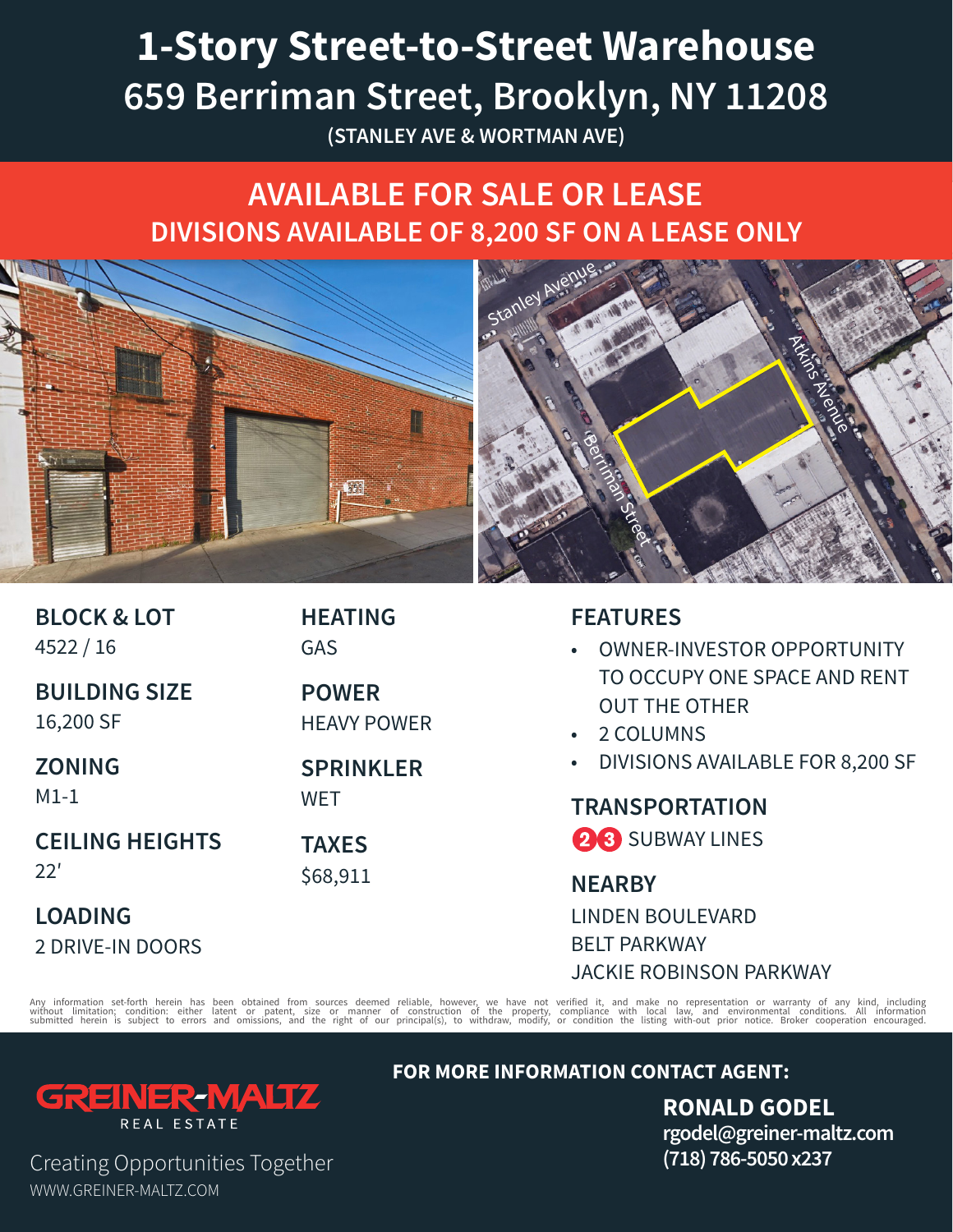# 1-Story Street-to-Street Warehouse
# 659 Berriman Street, Brooklyn, NY 11208

**(STANLEY AVE & WORTMAN AVE)**

## AVAILABLE FOR SALE OR LEASE
## DIVISIONS AVAILABLE OF 8,200 SF ON A LEASE ONLY

**BLOCK & LOT**
4522 / 16

**BUILDING SIZE**
16,200 SF

**ZONING**
M1-1

**CEILING HEIGHTS**
22′

**LOADING**
2 DRIVE-IN DOORS

**HEATING**
GAS

**POWER**
HEAVY POWER

**SPRINKLER**
WET

**TAXES**
$68,911

**FEATURES**

- OWNER-INVESTOR OPPORTUNITY TO OCCUPY ONE SPACE AND RENT OUT THE OTHER
- 2 COLUMNS
- DIVISIONS AVAILABLE FOR 8,200 SF

**TRANSPORTATION**

2 3 SUBWAY LINES

**NEARBY**

LINDEN BOULEVARD
BELT PARKWAY
JACKIE ROBINSON PARKWAY

Any information set-forth herein has been obtained from sources deemed reliable, however, we have not verified it, and make no representation or warranty of any kind, including without limitation; condition: either latent or patent, size or manner of construction of the property, compliance with local law, and environmental conditions. All information submitted herein is subject to errors and omissions, and the right of our principal(s), to withdraw, modify, or condition the listing with-out prior notice. Broker cooperation encouraged.

GREINER-MALTZ REAL ESTATE

Creating Opportunities Together

WWW.GREINER-MALTZ.COM

**FOR MORE INFORMATION CONTACT AGENT:**

**RONALD GODEL**
**rgodel@greiner-maltz.com**
**(718) 786-5050 x237**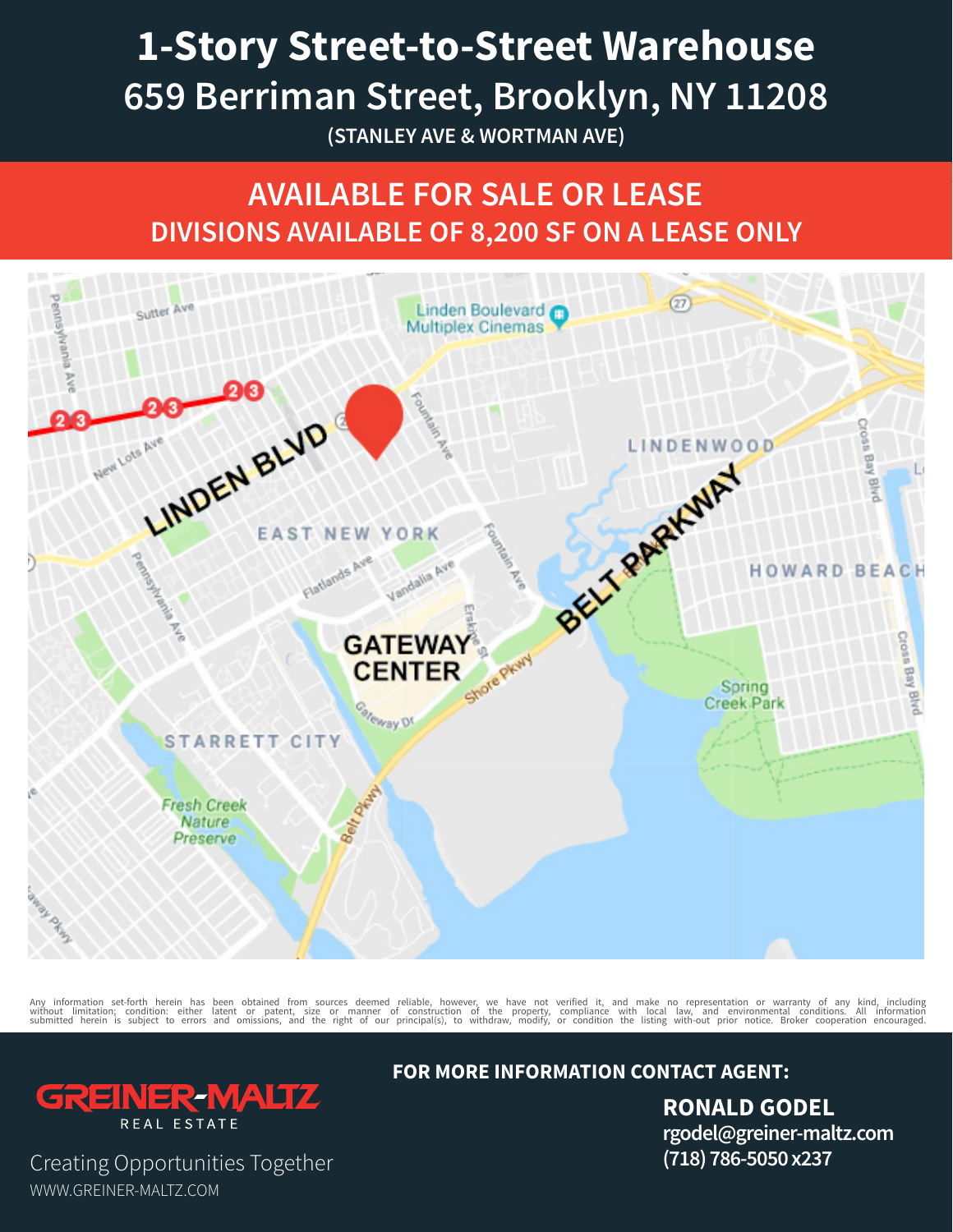# 1-Story Street-to-Street Warehouse

## 659 Berriman Street, Brooklyn, NY 11208

**(STANLEY AVE & WORTMAN AVE)**

## AVAILABLE FOR SALE OR LEASE

## DIVISIONS AVAILABLE OF 8,200 SF ON A LEASE ONLY

Sutter Ave
Pennsylvania Ave
Linden Boulevard Multiplex Cinemas
27
2 3
New Lots Ave
LINDEN BLVD
Fountain Ave
LINDENWOOD
Cross Bay Blvd
EAST NEW YORK
Flatlands Ave
Vandalia Ave
BELT PARKWAY
HOWARD BEACH
GATEWAY CENTER
Erskine St
Shore Pkwy
Gateway Dr
Spring Creek Park
STARRETT CITY
Fresh Creek Nature Preserve
Belt Pkwy

Any information set-forth herein has been obtained from sources deemed reliable, however, we have not verified it, and make no representation or warranty of any kind, including without limitation; condition: either latent or patent, size or manner of construction of the property, compliance with local law, and environmental conditions. All information submitted herein is subject to errors and omissions, and the right of our principal(s), to withdraw, modify, or condition the listing with-out prior notice. Broker cooperation encouraged.

**GREINER-MALTZ**
REAL ESTATE

Creating Opportunities Together

WWW.GREINER-MALTZ.COM

**FOR MORE INFORMATION CONTACT AGENT:**

**RONALD GODEL**
rgodel@greiner-maltz.com
(718) 786-5050 x237